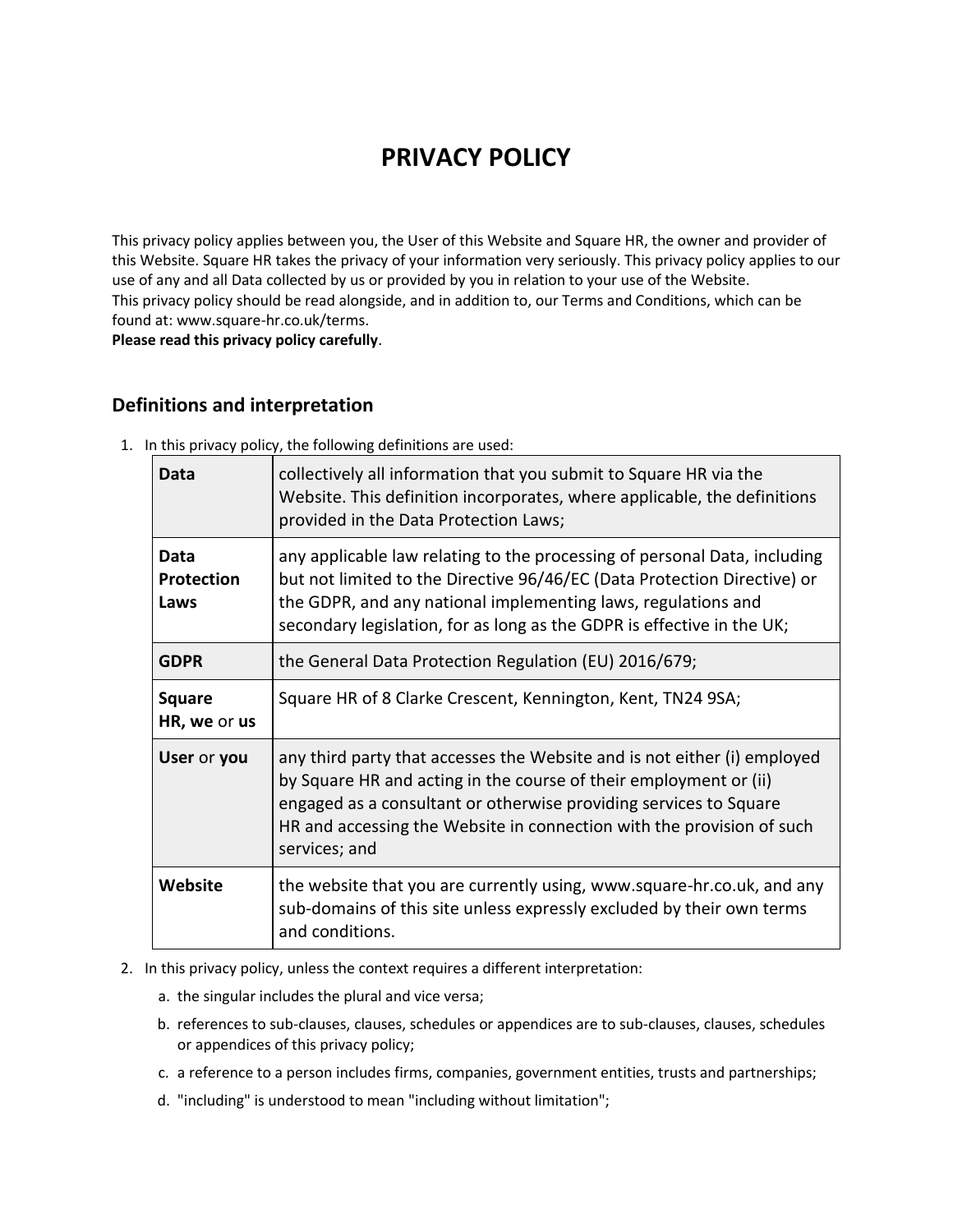# PRIVACY POLICY

This privacy policy applies between you, the User of this Website and Square HR, the owner and provider of this Website. Square HR takes the privacy of your information very seriously. This privacy policy applies to our use of any and all Data collected by us or provided by you in relation to your use of the Website.
This privacy policy should be read alongside, and in addition to, our Terms and Conditions, which can be found at: www.square-hr.co.uk/terms.
**Please read this privacy policy carefully**.

## Definitions and interpretation

1. In this privacy policy, the following definitions are used:

| | |
|---|---|
| **Data** | collectively all information that you submit to Square HR via the Website. This definition incorporates, where applicable, the definitions provided in the Data Protection Laws; |
| **Data Protection Laws** | any applicable law relating to the processing of personal Data, including but not limited to the Directive 96/46/EC (Data Protection Directive) or the GDPR, and any national implementing laws, regulations and secondary legislation, for as long as the GDPR is effective in the UK; |
| **GDPR** | the General Data Protection Regulation (EU) 2016/679; |
| **Square HR, we** or **us** | Square HR of 8 Clarke Crescent, Kennington, Kent, TN24 9SA; |
| **User** or **you** | any third party that accesses the Website and is not either (i) employed by Square HR and acting in the course of their employment or (ii) engaged as a consultant or otherwise providing services to Square HR and accessing the Website in connection with the provision of such services; and |
| **Website** | the website that you are currently using, www.square-hr.co.uk, and any sub-domains of this site unless expressly excluded by their own terms and conditions. |

2. In this privacy policy, unless the context requires a different interpretation:
   a. the singular includes the plural and vice versa;
   b. references to sub-clauses, clauses, schedules or appendices are to sub-clauses, clauses, schedules or appendices of this privacy policy;
   c. a reference to a person includes firms, companies, government entities, trusts and partnerships;
   d. "including" is understood to mean "including without limitation";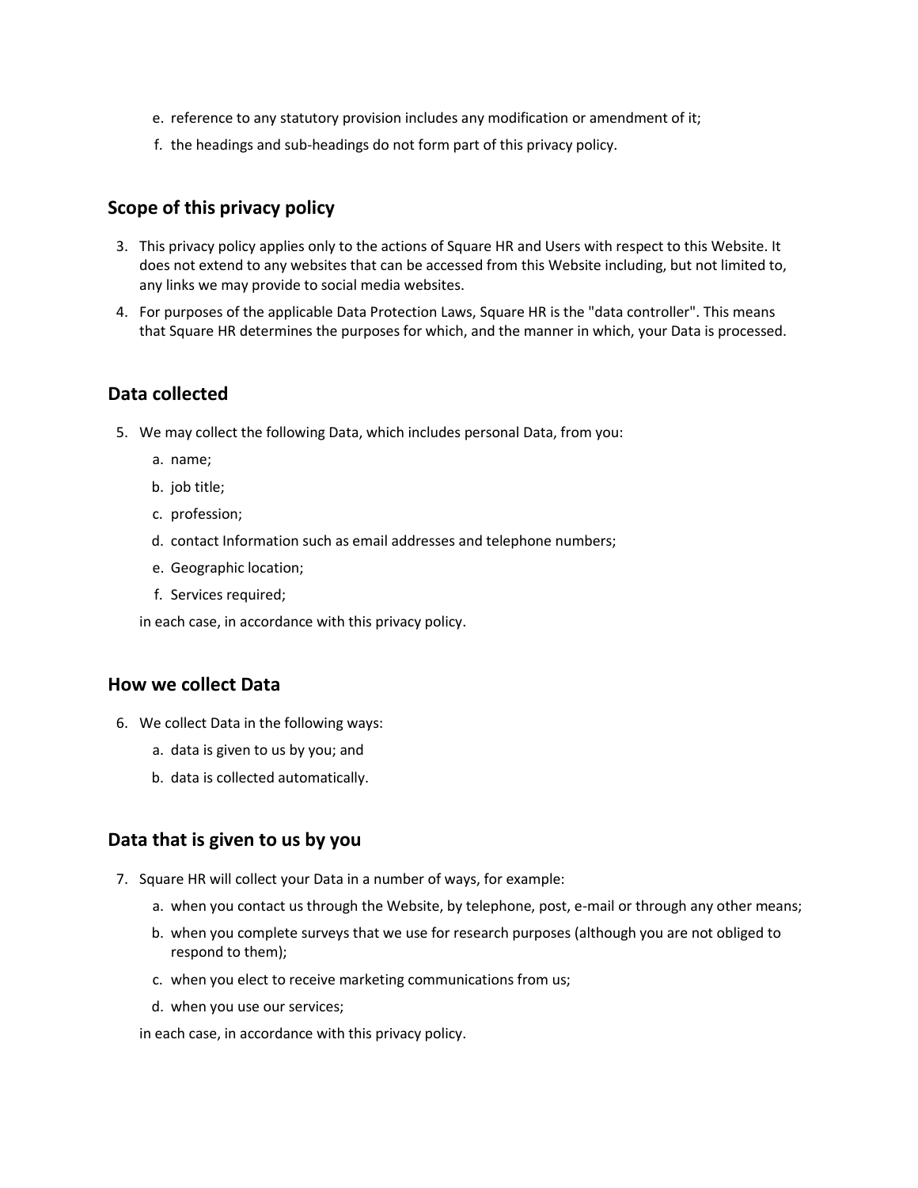e. reference to any statutory provision includes any modification or amendment of it;

f. the headings and sub-headings do not form part of this privacy policy.

## Scope of this privacy policy

3. This privacy policy applies only to the actions of Square HR and Users with respect to this Website. It does not extend to any websites that can be accessed from this Website including, but not limited to, any links we may provide to social media websites.

4. For purposes of the applicable Data Protection Laws, Square HR is the "data controller". This means that Square HR determines the purposes for which, and the manner in which, your Data is processed.

## Data collected

5. We may collect the following Data, which includes personal Data, from you:

   a. name;

   b. job title;

   c. profession;

   d. contact Information such as email addresses and telephone numbers;

   e. Geographic location;

   f. Services required;

   in each case, in accordance with this privacy policy.

## How we collect Data

6. We collect Data in the following ways:

   a. data is given to us by you; and

   b. data is collected automatically.

## Data that is given to us by you

7. Square HR will collect your Data in a number of ways, for example:

   a. when you contact us through the Website, by telephone, post, e-mail or through any other means;

   b. when you complete surveys that we use for research purposes (although you are not obliged to respond to them);

   c. when you elect to receive marketing communications from us;

   d. when you use our services;

   in each case, in accordance with this privacy policy.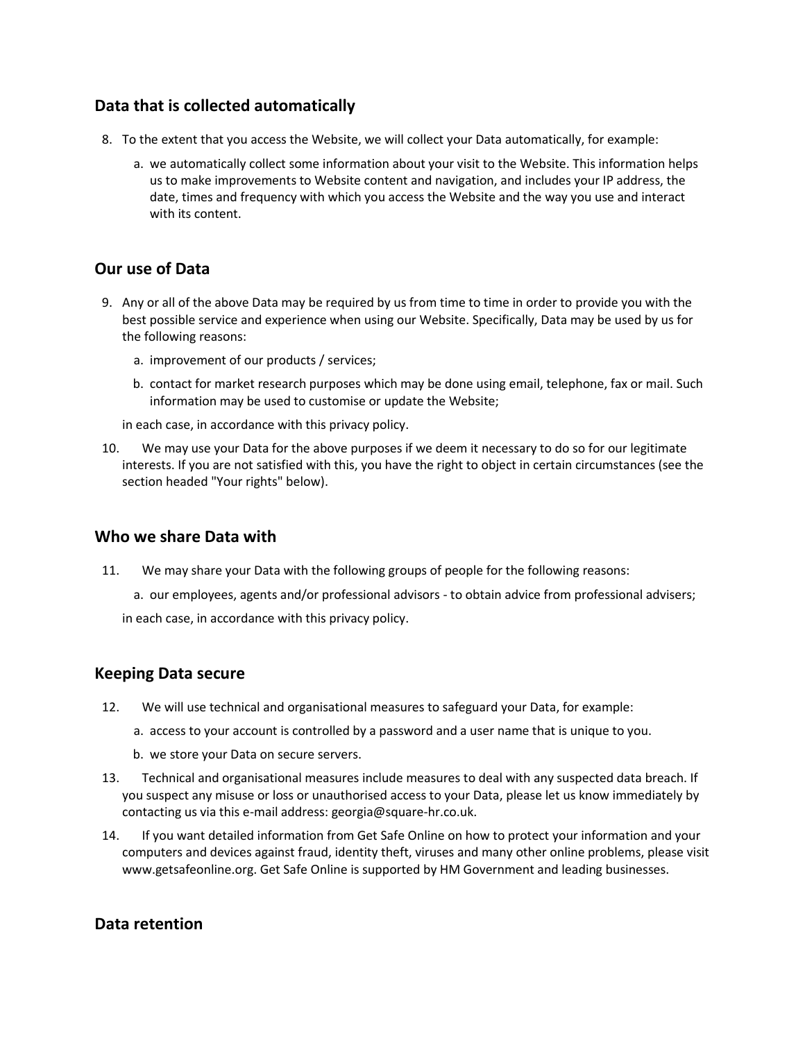## Data that is collected automatically

8. To the extent that you access the Website, we will collect your Data automatically, for example:

   a. we automatically collect some information about your visit to the Website. This information helps us to make improvements to Website content and navigation, and includes your IP address, the date, times and frequency with which you access the Website and the way you use and interact with its content.

## Our use of Data

9. Any or all of the above Data may be required by us from time to time in order to provide you with the best possible service and experience when using our Website. Specifically, Data may be used by us for the following reasons:

   a. improvement of our products / services;

   b. contact for market research purposes which may be done using email, telephone, fax or mail. Such information may be used to customise or update the Website;

   in each case, in accordance with this privacy policy.

10. We may use your Data for the above purposes if we deem it necessary to do so for our legitimate interests. If you are not satisfied with this, you have the right to object in certain circumstances (see the section headed "Your rights" below).

## Who we share Data with

11. We may share your Data with the following groups of people for the following reasons:

    a. our employees, agents and/or professional advisors - to obtain advice from professional advisers;

    in each case, in accordance with this privacy policy.

## Keeping Data secure

12. We will use technical and organisational measures to safeguard your Data, for example:

    a. access to your account is controlled by a password and a user name that is unique to you.

    b. we store your Data on secure servers.

13. Technical and organisational measures include measures to deal with any suspected data breach. If you suspect any misuse or loss or unauthorised access to your Data, please let us know immediately by contacting us via this e-mail address: georgia@square-hr.co.uk.

14. If you want detailed information from Get Safe Online on how to protect your information and your computers and devices against fraud, identity theft, viruses and many other online problems, please visit www.getsafeonline.org. Get Safe Online is supported by HM Government and leading businesses.

## Data retention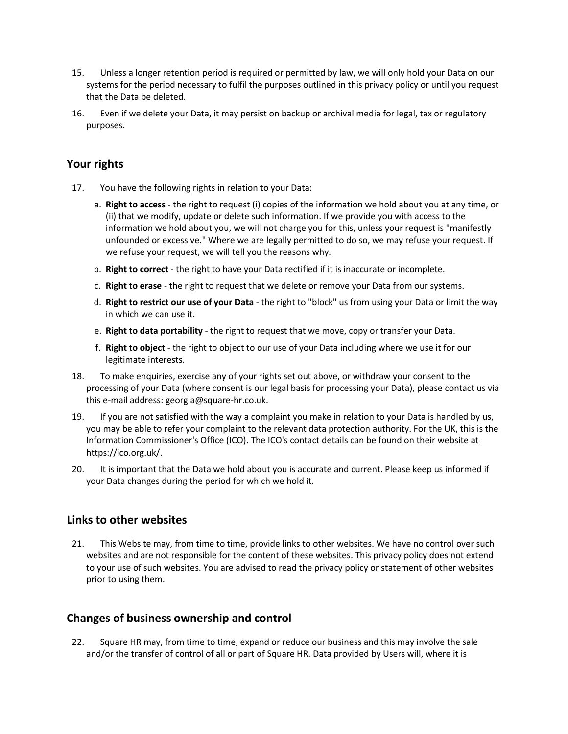15. Unless a longer retention period is required or permitted by law, we will only hold your Data on our systems for the period necessary to fulfil the purposes outlined in this privacy policy or until you request that the Data be deleted.

16. Even if we delete your Data, it may persist on backup or archival media for legal, tax or regulatory purposes.

## Your rights

17. You have the following rights in relation to your Data:

    a. **Right to access** - the right to request (i) copies of the information we hold about you at any time, or (ii) that we modify, update or delete such information. If we provide you with access to the information we hold about you, we will not charge you for this, unless your request is "manifestly unfounded or excessive." Where we are legally permitted to do so, we may refuse your request. If we refuse your request, we will tell you the reasons why.

    b. **Right to correct** - the right to have your Data rectified if it is inaccurate or incomplete.

    c. **Right to erase** - the right to request that we delete or remove your Data from our systems.

    d. **Right to restrict our use of your Data** - the right to "block" us from using your Data or limit the way in which we can use it.

    e. **Right to data portability** - the right to request that we move, copy or transfer your Data.

    f. **Right to object** - the right to object to our use of your Data including where we use it for our legitimate interests.

18. To make enquiries, exercise any of your rights set out above, or withdraw your consent to the processing of your Data (where consent is our legal basis for processing your Data), please contact us via this e-mail address: georgia@square-hr.co.uk.

19. If you are not satisfied with the way a complaint you make in relation to your Data is handled by us, you may be able to refer your complaint to the relevant data protection authority. For the UK, this is the Information Commissioner's Office (ICO). The ICO's contact details can be found on their website at https://ico.org.uk/.

20. It is important that the Data we hold about you is accurate and current. Please keep us informed if your Data changes during the period for which we hold it.

## Links to other websites

21. This Website may, from time to time, provide links to other websites. We have no control over such websites and are not responsible for the content of these websites. This privacy policy does not extend to your use of such websites. You are advised to read the privacy policy or statement of other websites prior to using them.

## Changes of business ownership and control

22. Square HR may, from time to time, expand or reduce our business and this may involve the sale and/or the transfer of control of all or part of Square HR. Data provided by Users will, where it is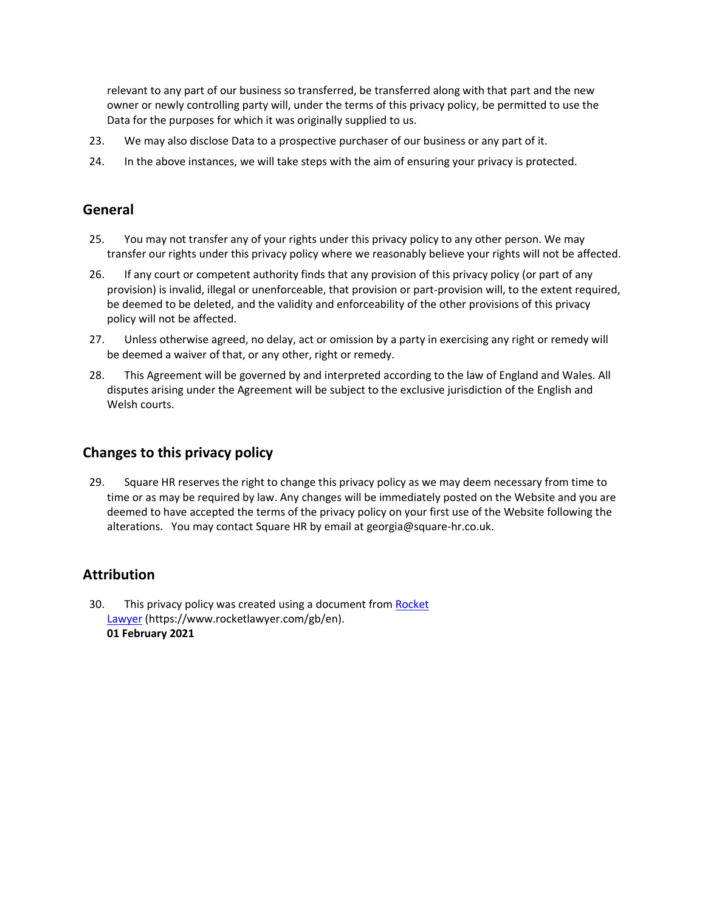relevant to any part of our business so transferred, be transferred along with that part and the new owner or newly controlling party will, under the terms of this privacy policy, be permitted to use the Data for the purposes for which it was originally supplied to us.

23. We may also disclose Data to a prospective purchaser of our business or any part of it.

24. In the above instances, we will take steps with the aim of ensuring your privacy is protected.

## General

25. You may not transfer any of your rights under this privacy policy to any other person. We may transfer our rights under this privacy policy where we reasonably believe your rights will not be affected.

26. If any court or competent authority finds that any provision of this privacy policy (or part of any provision) is invalid, illegal or unenforceable, that provision or part-provision will, to the extent required, be deemed to be deleted, and the validity and enforceability of the other provisions of this privacy policy will not be affected.

27. Unless otherwise agreed, no delay, act or omission by a party in exercising any right or remedy will be deemed a waiver of that, or any other, right or remedy.

28. This Agreement will be governed by and interpreted according to the law of England and Wales. All disputes arising under the Agreement will be subject to the exclusive jurisdiction of the English and Welsh courts.

## Changes to this privacy policy

29. Square HR reserves the right to change this privacy policy as we may deem necessary from time to time or as may be required by law. Any changes will be immediately posted on the Website and you are deemed to have accepted the terms of the privacy policy on your first use of the Website following the alterations. You may contact Square HR by email at georgia@square-hr.co.uk.

## Attribution

30. This privacy policy was created using a document from [Rocket Lawyer](https://www.rocketlawyer.com/gb/en) (https://www.rocketlawyer.com/gb/en).
**01 February 2021**